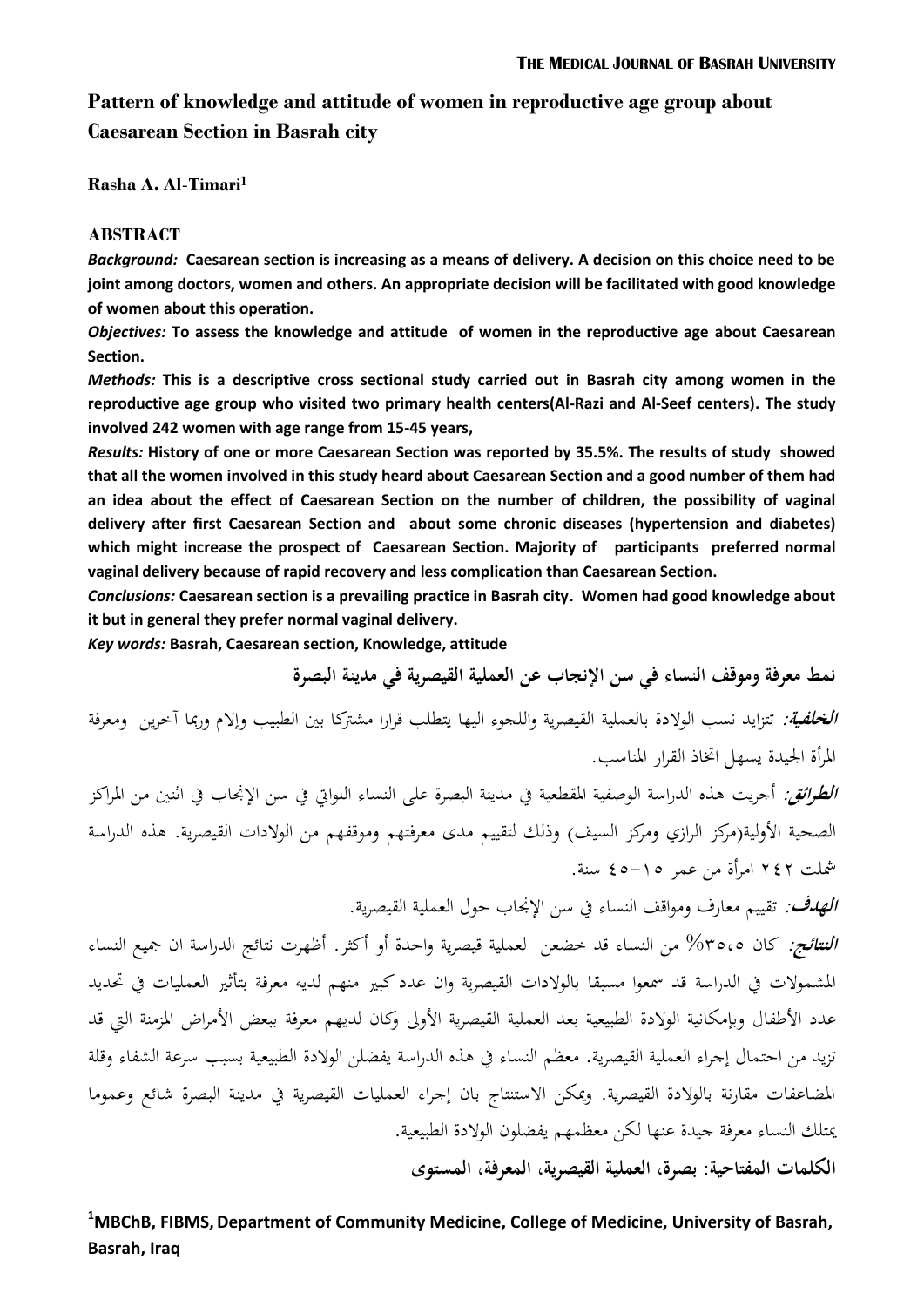# Pattern of knowledge and attitude of women in reproductive age group about Caesarean Section in Basrah city

**Rasha A. Al-Timari[1]**

## ABSTRACT

***Background:*** **Caesarean section is increasing as a means of delivery. A decision on this choice need to be joint among doctors, women and others. An appropriate decision will be facilitated with good knowledge of women about this operation.**

***Objectives:*** **To assess the knowledge and attitude of women in the reproductive age about Caesarean Section.**

***Methods:*** **This is a descriptive cross sectional study carried out in Basrah city among women in the reproductive age group who visited two primary health centers(Al-Razi and Al-Seef centers). The study involved 242 women with age range from 15-45 years,**

***Results:*** **History of one or more Caesarean Section was reported by 35.5%. The results of study showed that all the women involved in this study heard about Caesarean Section and a good number of them had an idea about the effect of Caesarean Section on the number of children, the possibility of vaginal delivery after first Caesarean Section and about some chronic diseases (hypertension and diabetes) which might increase the prospect of Caesarean Section. Majority of participants preferred normal vaginal delivery because of rapid recovery and less complication than Caesarean Section.**

***Conclusions:*** **Caesarean section is a prevailing practice in Basrah city. Women had good knowledge about it but in general they prefer normal vaginal delivery.**

***Key words:*** **Basrah, Caesarean section, Knowledge, attitude**

## نمط معرفة وموقف النساء في سن الإنجاب عن العملية القيصرية في مدينة البصرة

***الخلفية:*** تتزايد نسب الولادة بالعملية القيصرية واللجوء اليها يتطلب قرارا مشتركا بين الطبيب والإم وربما آخرين ومعرفة المرأة الجيدة يسهل اتخاذ القرار المناسب.

***الطرائق:*** أجريت هذه الدراسة الوصفية المقطعية في مدينة البصرة على النساء اللواتي في سن الإنجاب في اثنين من المراكز الصحية الأولية(مركز الرازي ومركز السيف) وذلك لتقييم مدى معرفتهم وموقفهم من الولادات القيصرية. هذه الدراسة شملت ٢٤٢ امرأة من عمر ١٥-٤٥ سنة.

***الهدف:*** تقييم معارف ومواقف النساء في سن الإنجاب حول العملية القيصرية.

***النتائج:*** كان ٣٥،٥% من النساء قد خضعن لعملية قيصرية واحدة أو أكثر. أظهرت نتائج الدراسة ان جميع النساء المشمولات في الدراسة قد سمعوا مسبقا بالولادات القيصرية وان عدد كبير منهم لديه معرفة بتأثير العمليات في تحديد عدد الأطفال وبإمكانية الولادة الطبيعية بعد العملية القيصرية الأولى وكان لديهم معرفة ببعض الأمراض المزمنة التي قد تزيد من احتمال إجراء العملية القيصرية. معظم النساء في هذه الدراسة يفضلن الولادة الطبيعية بسبب سرعة الشفاء وقلة المضاعفات مقارنة بالولادة القيصرية. ويمكن الاستنتاج بان إجراء العمليات القيصرية في مدينة البصرة شائع وعموما يمتلك النساء معرفة جيدة عنها لكن معظمهم يفضلون الولادة الطبيعية.

**الكلمات المفتاحية: بصرة، العملية القيصرية، المعرفة، المستوى**

---

[1]**MBChB, FIBMS, Department of Community Medicine, College of Medicine, University of Basrah, Basrah, Iraq**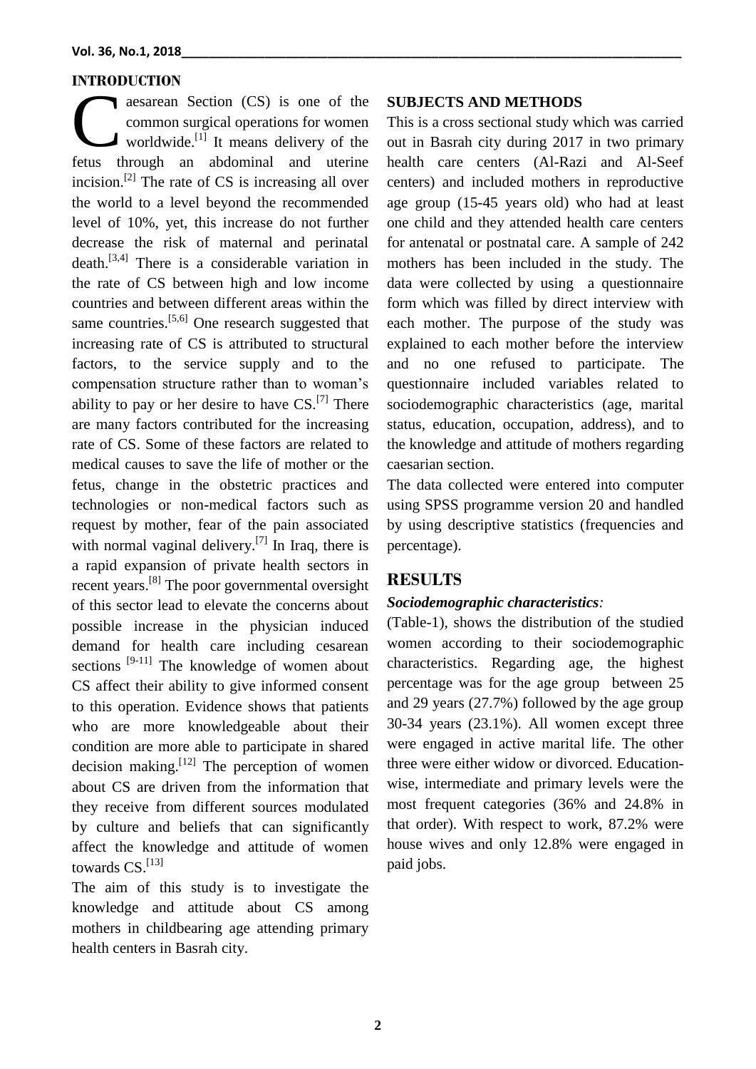## INTRODUCTION

Caesarean Section (CS) is one of the common surgical operations for women worldwide.[1] It means delivery of the fetus through an abdominal and uterine incision.[2] The rate of CS is increasing all over the world to a level beyond the recommended level of 10%, yet, this increase do not further decrease the risk of maternal and perinatal death.[3,4] There is a considerable variation in the rate of CS between high and low income countries and between different areas within the same countries.[5,6] One research suggested that increasing rate of CS is attributed to structural factors, to the service supply and to the compensation structure rather than to woman's ability to pay or her desire to have CS.[7] There are many factors contributed for the increasing rate of CS. Some of these factors are related to medical causes to save the life of mother or the fetus, change in the obstetric practices and technologies or non-medical factors such as request by mother, fear of the pain associated with normal vaginal delivery.[7] In Iraq, there is a rapid expansion of private health sectors in recent years.[8] The poor governmental oversight of this sector lead to elevate the concerns about possible increase in the physician induced demand for health care including cesarean sections [9-11] The knowledge of women about CS affect their ability to give informed consent to this operation. Evidence shows that patients who are more knowledgeable about their condition are more able to participate in shared decision making.[12] The perception of women about CS are driven from the information that they receive from different sources modulated by culture and beliefs that can significantly affect the knowledge and attitude of women towards CS.[13]

The aim of this study is to investigate the knowledge and attitude about CS among mothers in childbearing age attending primary health centers in Basrah city.

## SUBJECTS AND METHODS

This is a cross sectional study which was carried out in Basrah city during 2017 in two primary health care centers (Al-Razi and Al-Seef centers) and included mothers in reproductive age group (15-45 years old) who had at least one child and they attended health care centers for antenatal or postnatal care. A sample of 242 mothers has been included in the study. The data were collected by using a questionnaire form which was filled by direct interview with each mother. The purpose of the study was explained to each mother before the interview and no one refused to participate. The questionnaire included variables related to sociodemographic characteristics (age, marital status, education, occupation, address), and to the knowledge and attitude of mothers regarding caesarian section.

The data collected were entered into computer using SPSS programme version 20 and handled by using descriptive statistics (frequencies and percentage).

## RESULTS

### *Sociodemographic characteristics:*

(Table-1), shows the distribution of the studied women according to their sociodemographic characteristics. Regarding age, the highest percentage was for the age group between 25 and 29 years (27.7%) followed by the age group 30-34 years (23.1%). All women except three were engaged in active marital life. The other three were either widow or divorced. Education-wise, intermediate and primary levels were the most frequent categories (36% and 24.8% in that order). With respect to work, 87.2% were house wives and only 12.8% were engaged in paid jobs.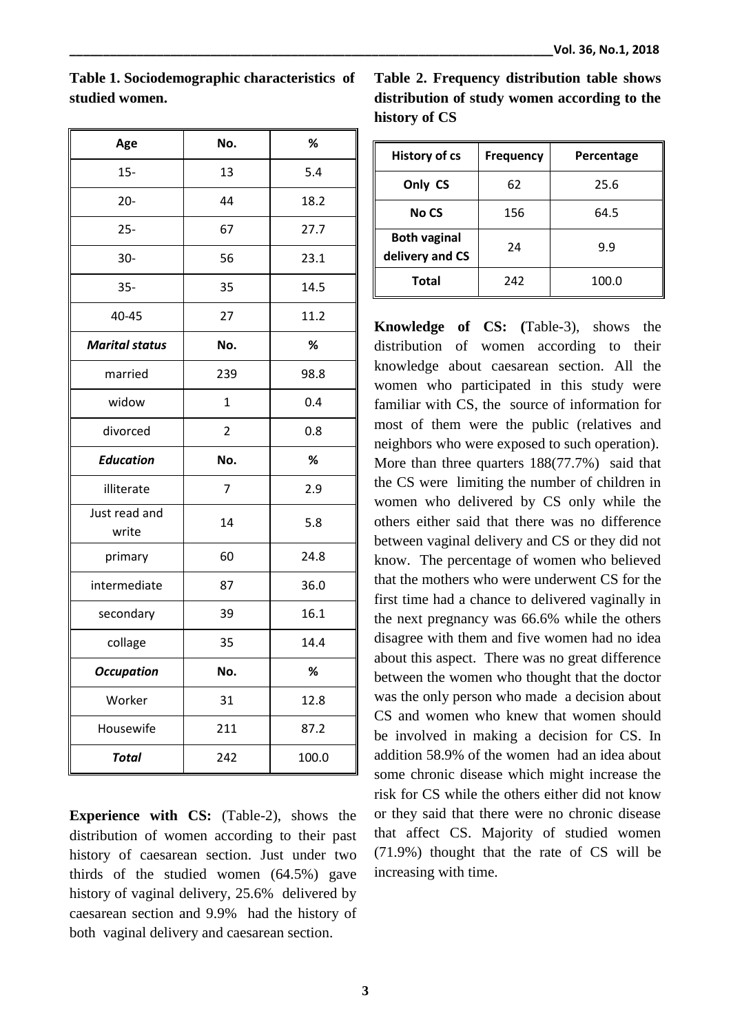**Table 1. Sociodemographic characteristics of studied women.**

| Age | No. | % |
|---|---|---|
| 15- | 13 | 5.4 |
| 20- | 44 | 18.2 |
| 25- | 67 | 27.7 |
| 30- | 56 | 23.1 |
| 35- | 35 | 14.5 |
| 40-45 | 27 | 11.2 |
| ***Marital status*** | **No.** | **%** |
| married | 239 | 98.8 |
| widow | 1 | 0.4 |
| divorced | 2 | 0.8 |
| ***Education*** | **No.** | **%** |
| illiterate | 7 | 2.9 |
| Just read and write | 14 | 5.8 |
| primary | 60 | 24.8 |
| intermediate | 87 | 36.0 |
| secondary | 39 | 16.1 |
| collage | 35 | 14.4 |
| ***Occupation*** | **No.** | **%** |
| Worker | 31 | 12.8 |
| Housewife | 211 | 87.2 |
| ***Total*** | 242 | 100.0 |

**Experience with CS:** (Table-2), shows the distribution of women according to their past history of caesarean section. Just under two thirds of the studied women (64.5%) gave history of vaginal delivery, 25.6% delivered by caesarean section and 9.9% had the history of both vaginal delivery and caesarean section.

**Table 2. Frequency distribution table shows distribution of study women according to the history of CS**

| History of cs | Frequency | Percentage |
|---|---|---|
| Only CS | 62 | 25.6 |
| No CS | 156 | 64.5 |
| Both vaginal delivery and CS | 24 | 9.9 |
| Total | 242 | 100.0 |

**Knowledge of CS: (**Table-3), shows the distribution of women according to their knowledge about caesarean section. All the women who participated in this study were familiar with CS, the source of information for most of them were the public (relatives and neighbors who were exposed to such operation). More than three quarters 188(77.7%) said that the CS were limiting the number of children in women who delivered by CS only while the others either said that there was no difference between vaginal delivery and CS or they did not know. The percentage of women who believed that the mothers who were underwent CS for the first time had a chance to delivered vaginally in the next pregnancy was 66.6% while the others disagree with them and five women had no idea about this aspect. There was no great difference between the women who thought that the doctor was the only person who made a decision about CS and women who knew that women should be involved in making a decision for CS. In addition 58.9% of the women had an idea about some chronic disease which might increase the risk for CS while the others either did not know or they said that there were no chronic disease that affect CS. Majority of studied women (71.9%) thought that the rate of CS will be increasing with time.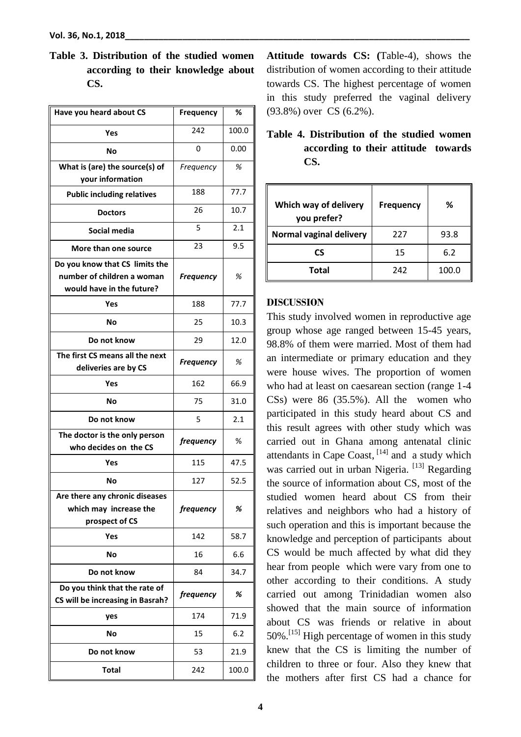**Table 3. Distribution of the studied women according to their knowledge about CS.**

| Have you heard about CS | Frequency | % |
|---|---|---|
| Yes | 242 | 100.0 |
| No | 0 | 0.00 |
| What is (are) the source(s) of your information | *Frequency* | *%* |
| Public including relatives | 188 | 77.7 |
| Doctors | 26 | 10.7 |
| Social media | 5 | 2.1 |
| More than one source | 23 | 9.5 |
| Do you know that CS limits the number of children a woman would have in the future? | ***Frequency*** | *%* |
| Yes | 188 | 77.7 |
| No | 25 | 10.3 |
| Do not know | 29 | 12.0 |
| The first CS means all the next deliveries are by CS | ***Frequency*** | *%* |
| Yes | 162 | 66.9 |
| No | 75 | 31.0 |
| Do not know | 5 | 2.1 |
| The doctor is the only person who decides on the CS | ***frequency*** | % |
| Yes | 115 | 47.5 |
| No | 127 | 52.5 |
| Are there any chronic diseases which may increase the prospect of CS | ***frequency*** | ***%*** |
| Yes | 142 | 58.7 |
| No | 16 | 6.6 |
| Do not know | 84 | 34.7 |
| Do you think that the rate of CS will be increasing in Basrah? | ***frequency*** | ***%*** |
| yes | 174 | 71.9 |
| No | 15 | 6.2 |
| Do not know | 53 | 21.9 |
| Total | 242 | 100.0 |

**Attitude towards CS: (**Table-4), shows the distribution of women according to their attitude towards CS. The highest percentage of women in this study preferred the vaginal delivery (93.8%) over CS (6.2%).

**Table 4. Distribution of the studied women according to their attitude towards CS.**

| Which way of delivery you prefer? | Frequency | % |
|---|---|---|
| Normal vaginal delivery | 227 | 93.8 |
| CS | 15 | 6.2 |
| Total | 242 | 100.0 |

## DISCUSSION

This study involved women in reproductive age group whose age ranged between 15-45 years, 98.8% of them were married. Most of them had an intermediate or primary education and they were house wives. The proportion of women who had at least on caesarean section (range 1-4 CSs) were 86 (35.5%). All the women who participated in this study heard about CS and this result agrees with other study which was carried out in Ghana among antenatal clinic attendants in Cape Coast, [14] and a study which was carried out in urban Nigeria. [13] Regarding the source of information about CS, most of the studied women heard about CS from their relatives and neighbors who had a history of such operation and this is important because the knowledge and perception of participants about CS would be much affected by what did they hear from people which were vary from one to other according to their conditions. A study carried out among Trinidadian women also showed that the main source of information about CS was friends or relative in about 50%.[15] High percentage of women in this study knew that the CS is limiting the number of children to three or four. Also they knew that the mothers after first CS had a chance for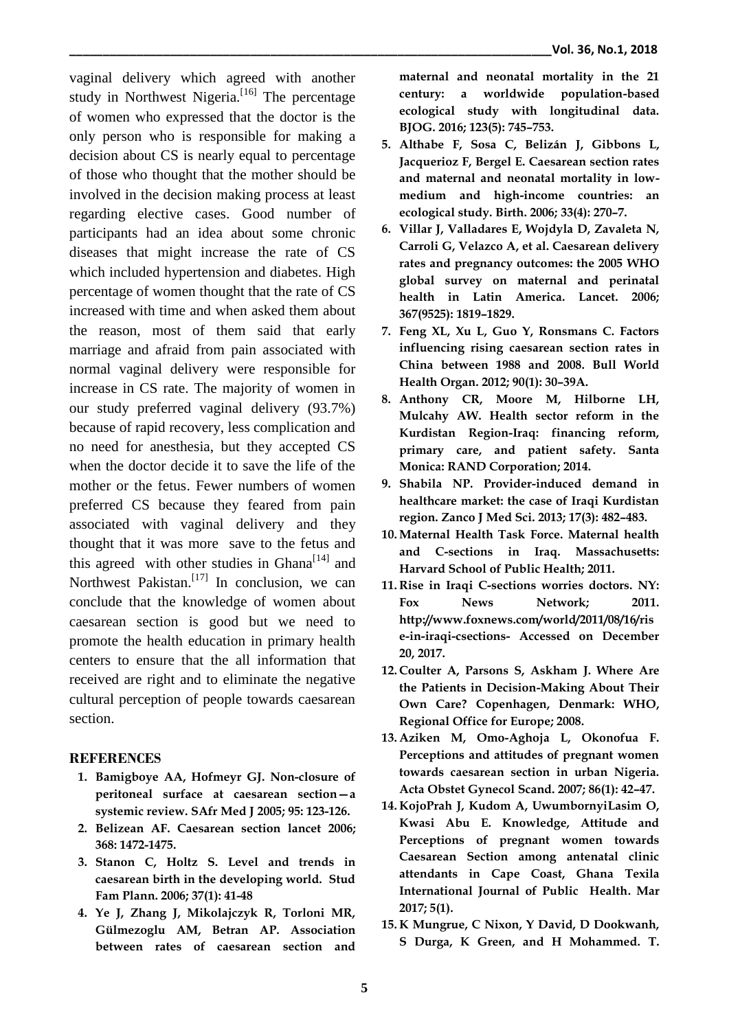vaginal delivery which agreed with another study in Northwest Nigeria.[16] The percentage of women who expressed that the doctor is the only person who is responsible for making a decision about CS is nearly equal to percentage of those who thought that the mother should be involved in the decision making process at least regarding elective cases. Good number of participants had an idea about some chronic diseases that might increase the rate of CS which included hypertension and diabetes. High percentage of women thought that the rate of CS increased with time and when asked them about the reason, most of them said that early marriage and afraid from pain associated with normal vaginal delivery were responsible for increase in CS rate. The majority of women in our study preferred vaginal delivery (93.7%) because of rapid recovery, less complication and no need for anesthesia, but they accepted CS when the doctor decide it to save the life of the mother or the fetus. Fewer numbers of women preferred CS because they feared from pain associated with vaginal delivery and they thought that it was more save to the fetus and this agreed with other studies in Ghana[14] and Northwest Pakistan.[17] In conclusion, we can conclude that the knowledge of women about caesarean section is good but we need to promote the health education in primary health centers to ensure that the all information that received are right and to eliminate the negative cultural perception of people towards caesarean section.

## REFERENCES

1. **Bamigboye AA, Hofmeyr GJ. Non-closure of peritoneal surface at caesarean section—a systemic review. SAfr Med J 2005; 95: 123-126.**
2. **Belizean AF. Caesarean section lancet 2006; 368: 1472-1475.**
3. **Stanon C, Holtz S. Level and trends in caesarean birth in the developing world. Stud Fam Plann. 2006; 37(1): 41-48**
4. **Ye J, Zhang J, Mikolajczyk R, Torloni MR, Gülmezoglu AM, Betran AP. Association between rates of caesarean section and maternal and neonatal mortality in the 21 century: a worldwide population-based ecological study with longitudinal data. BJOG. 2016; 123(5): 745–753.**
5. **Althabe F, Sosa C, Belizán J, Gibbons L, Jacquerioz F, Bergel E. Caesarean section rates and maternal and neonatal mortality in low-medium and high-income countries: an ecological study. Birth. 2006; 33(4): 270–7.**
6. **Villar J, Valladares E, Wojdyla D, Zavaleta N, Carroli G, Velazco A, et al. Caesarean delivery rates and pregnancy outcomes: the 2005 WHO global survey on maternal and perinatal health in Latin America. Lancet. 2006; 367(9525): 1819–1829.**
7. **Feng XL, Xu L, Guo Y, Ronsmans C. Factors influencing rising caesarean section rates in China between 1988 and 2008. Bull World Health Organ. 2012; 90(1): 30–39A.**
8. **Anthony CR, Moore M, Hilborne LH, Mulcahy AW. Health sector reform in the Kurdistan Region-Iraq: financing reform, primary care, and patient safety. Santa Monica: RAND Corporation; 2014.**
9. **Shabila NP. Provider-induced demand in healthcare market: the case of Iraqi Kurdistan region. Zanco J Med Sci. 2013; 17(3): 482–483.**
10. **Maternal Health Task Force. Maternal health and C-sections in Iraq. Massachusetts: Harvard School of Public Health; 2011.**
11. **Rise in Iraqi C-sections worries doctors. NY: Fox News Network; 2011. http://www.foxnews.com/world/2011/08/16/rise-in-iraqi-csections- Accessed on December 20, 2017.**
12. **Coulter A, Parsons S, Askham J. Where Are the Patients in Decision-Making About Their Own Care? Copenhagen, Denmark: WHO, Regional Office for Europe; 2008.**
13. **Aziken M, Omo-Aghoja L, Okonofua F. Perceptions and attitudes of pregnant women towards caesarean section in urban Nigeria. Acta Obstet Gynecol Scand. 2007; 86(1): 42–47.**
14. **KojoPrah J, Kudom A, UwumbornyiLasim O, Kwasi Abu E. Knowledge, Attitude and Perceptions of pregnant women towards Caesarean Section among antenatal clinic attendants in Cape Coast, Ghana Texila International Journal of Public Health. Mar 2017; 5(1).**
15. **K Mungrue, C Nixon, Y David, D Dookwanh, S Durga, K Green, and H Mohammed. T.**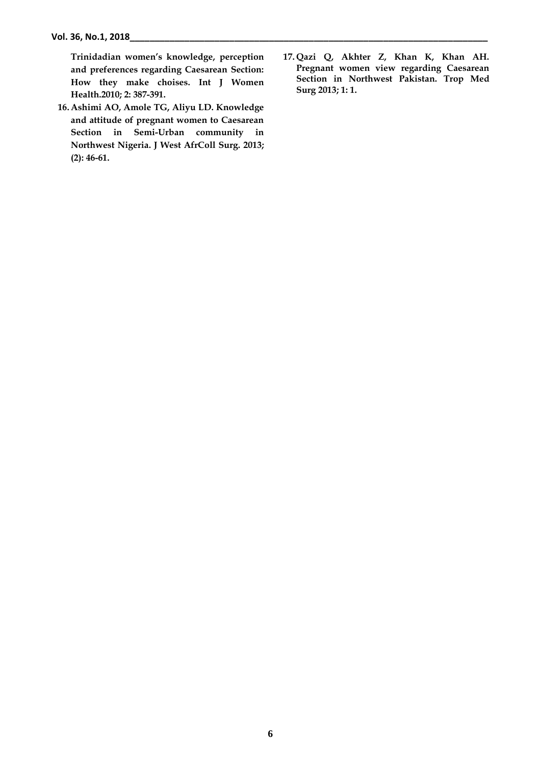**Trinidadian women's knowledge, perception and preferences regarding Caesarean Section: How they make choises. Int J Women Health.2010; 2: 387-391.**

16. **Ashimi AO, Amole TG, Aliyu LD. Knowledge and attitude of pregnant women to Caesarean Section in Semi-Urban community in Northwest Nigeria. J West AfrColl Surg. 2013; (2): 46-61.**

17. **Qazi Q, Akhter Z, Khan K, Khan AH. Pregnant women view regarding Caesarean Section in Northwest Pakistan. Trop Med Surg 2013; 1: 1.**